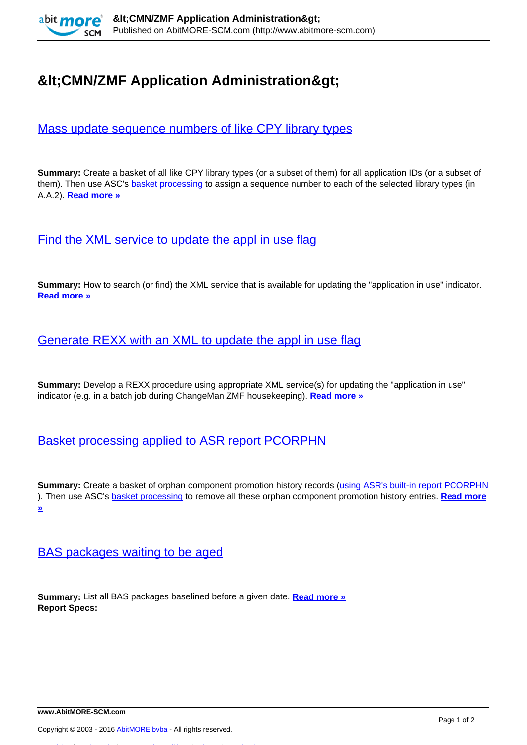# &lt;CMN/ZMF Application Administration&gt;

## Mass update sequence numbers of like CPY library types

**Summary:** Create a basket of all like CPY library types (or a subset of them) for all application IDs (or a subset of them). Then use ASC's basket processing to assign a sequence number to each of the selected library types (in A.A.2). **Read more »**

## Find the XML service to update the appl in use flag

**Summary:** How to search (or find) the XML service that is available for updating the "application in use" indicator. **Read more »**

## Generate REXX with an XML to update the appl in use flag

**Summary:** Develop a REXX procedure using appropriate XML service(s) for updating the "application in use" indicator (e.g. in a batch job during ChangeMan ZMF housekeeping). **Read more »**

## Basket processing applied to ASR report PCORPHN

**Summary:** Create a basket of orphan component promotion history records (using ASR's built-in report PCORPHN ). Then use ASC's basket processing to remove all these orphan component promotion history entries. **Read more »**

## BAS packages waiting to be aged

**Summary:** List all BAS packages baselined before a given date. **Read more »**
**Report Specs:**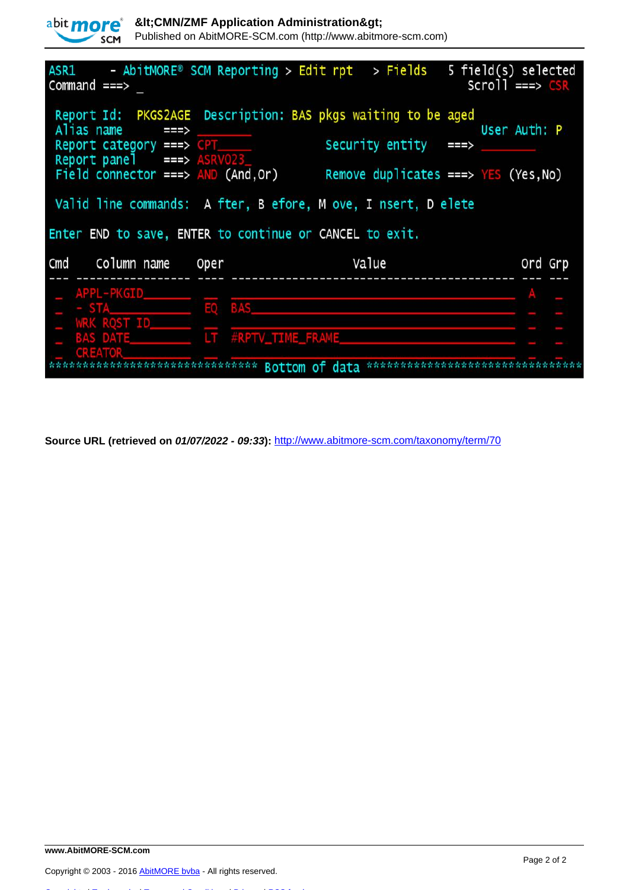```
ASR1      - AbitMORE® SCM Reporting > Edit rpt    > Fields    5 field(s) selected
Command ===> _                                                      Scroll ===> CSR

 Report Id:  PKGS2AGE  Description: BAS pkgs waiting to be aged
 Alias name       ===>  ________                                  User Auth: P
 Report category ===> CPT_____            Security entity    ===> ________
 Report panel     ===> ASRV023_
 Field connector ===> AND (And,Or)        Remove duplicates ===> YES (Yes,No)

 Valid line commands:  A fter, B efore, M ove, I nsert, D elete

Enter END to save, ENTER to continue or CANCEL to exit.

Cmd    Column name    Oper              Value                        Ord Grp
--- ---------------- ---- ---------------------------------------- --- ---
 _   APPL-PKGID______  __  ________________________________________  A   _
 _   - STA___________  EQ  BAS_____________________________________  _   _
 _   WRK RQST ID_____  __  ________________________________________  _   _
 _   BAS DATE________  LT  #RPTV_TIME_FRAME________________________  _   _
 _   CREATOR_________  __  ________________________________________  _   _
****************************** Bottom of data ********************************
```

**Source URL (retrieved on *01/07/2022 - 09:33*):** http://www.abitmore-scm.com/taxonomy/term/70